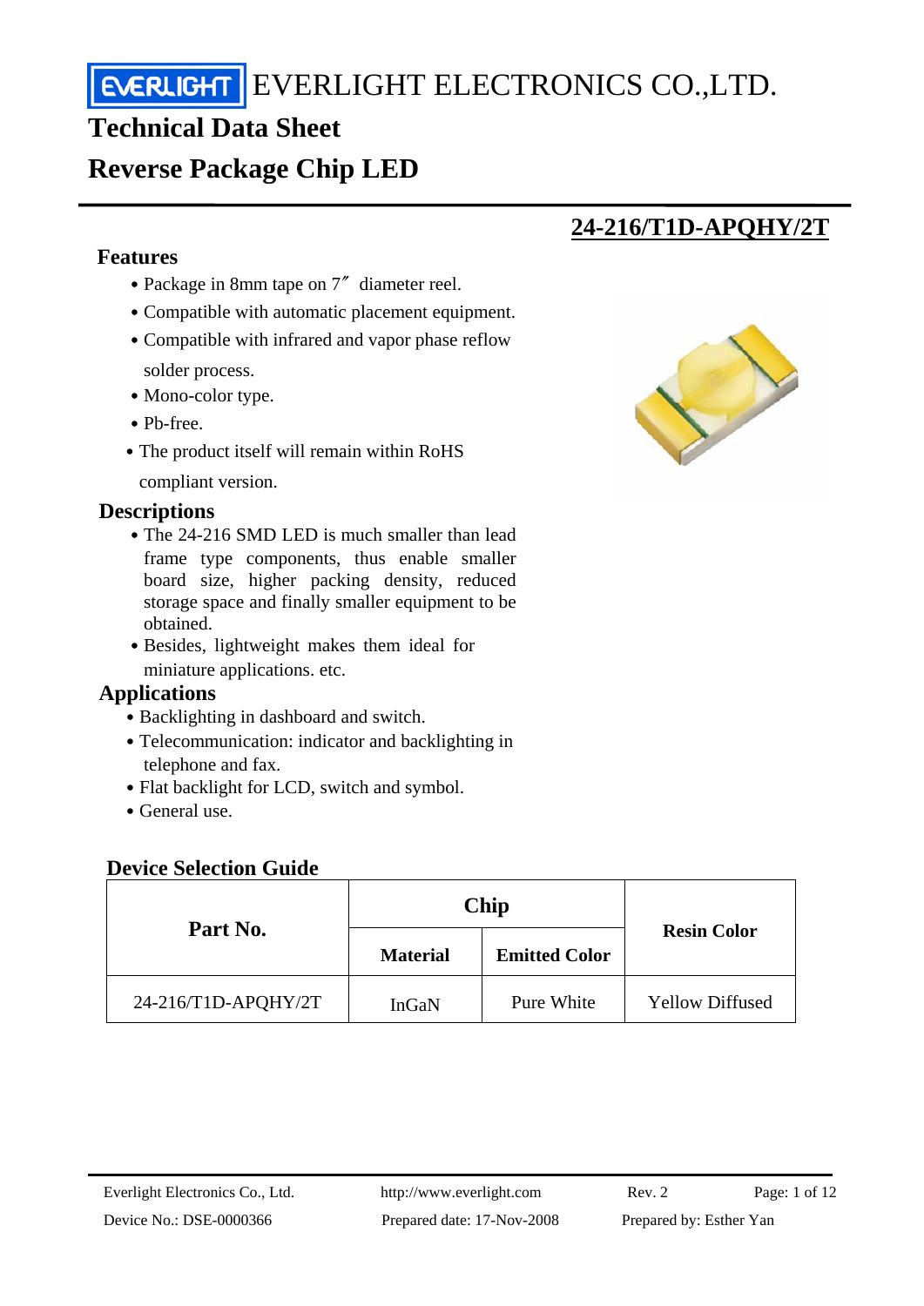# EVERLIGHT ELECTRONICS CO.,LTD.

## Technical Data Sheet

## Reverse Package Chip LED

### 24-216/T1D-APQHY/2T

### Features

- Package in 8mm tape on 7″ diameter reel.
- Compatible with automatic placement equipment.
- Compatible with infrared and vapor phase reflow solder process.
- Mono-color type.
- Pb-free.
- The product itself will remain within RoHS compliant version.

### Descriptions

- The 24-216 SMD LED is much smaller than lead frame type components, thus enable smaller board size, higher packing density, reduced storage space and finally smaller equipment to be obtained.
- Besides, lightweight makes them ideal for miniature applications. etc.

### Applications

- Backlighting in dashboard and switch.
- Telecommunication: indicator and backlighting in telephone and fax.
- Flat backlight for LCD, switch and symbol.
- General use.

### Device Selection Guide

| Part No. | Chip | | Resin Color |
|---|---|---|---|
| | Material | Emitted Color | |
| 24-216/T1D-APQHY/2T | InGaN | Pure White | Yellow Diffused |

Everlight Electronics Co., Ltd. http://www.everlight.com Rev. 2
Device No.: DSE-0000366 Prepared date: 17-Nov-2008 Prepared by: Esther Yan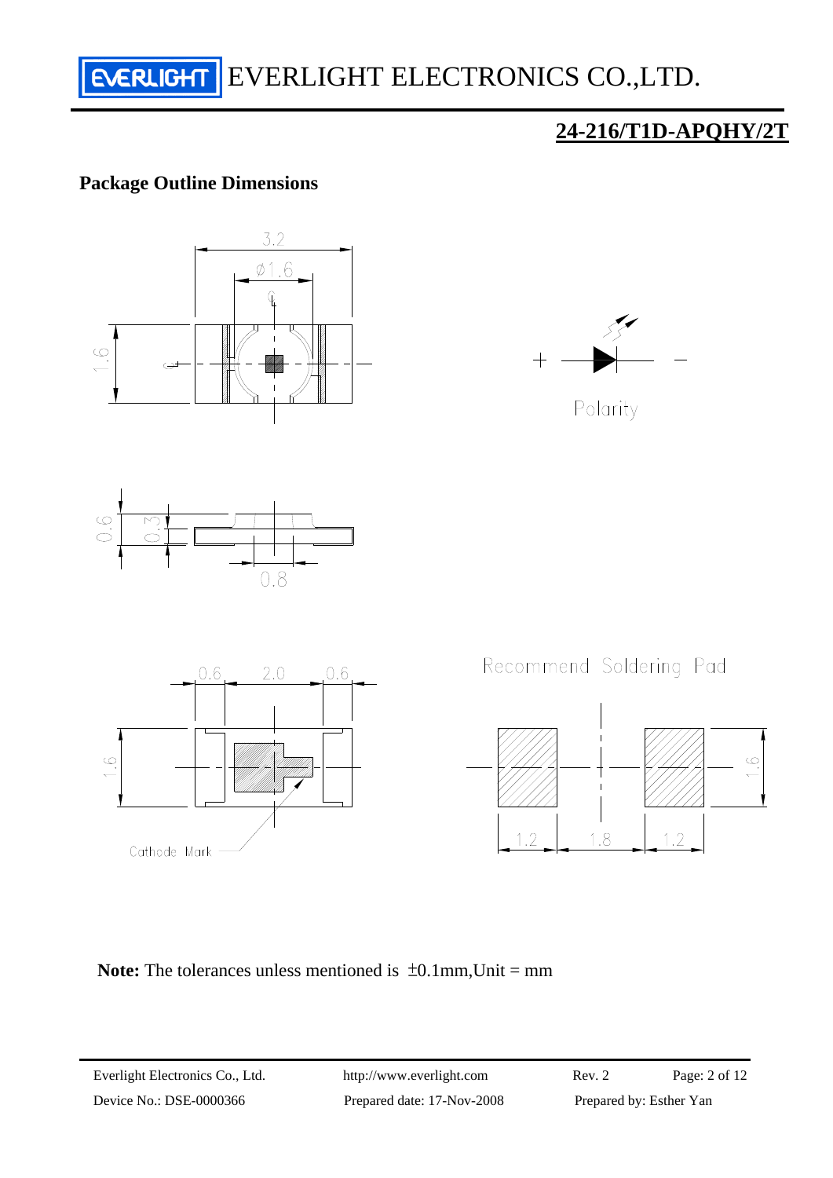## 24-216/T1D-APQHY/2T

### Package Outline Dimensions

3.2

Ø1.6

1.6

Polarity

0.6

0.3

0.8

0.6 2.0 0.6

1.6

Cathode Mark

Recommend Soldering Pad

1.6

1.2 1.8 1.2

**Note:** The tolerances unless mentioned is ±0.1mm,Unit = mm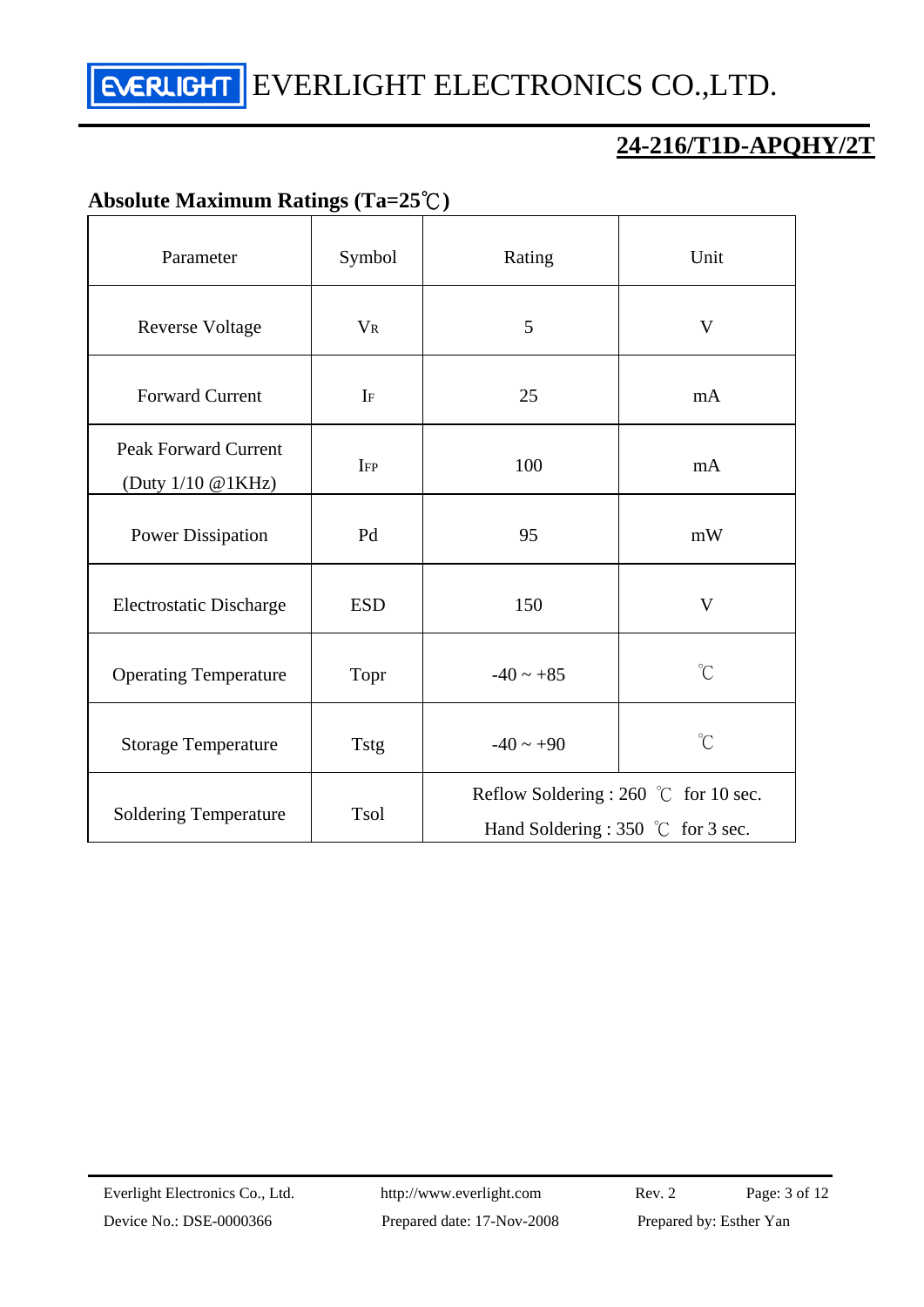# 24-216/T1D-APQHY/2T

## Absolute Maximum Ratings (Ta=25℃)

| Parameter | Symbol | Rating | Unit |
|---|---|---|---|
| Reverse Voltage | $V_R$ | 5 | V |
| Forward Current | $I_F$ | 25 | mA |
| Peak Forward Current (Duty 1/10 @1KHz) | $I_{FP}$ | 100 | mA |
| Power Dissipation | Pd | 95 | mW |
| Electrostatic Discharge | ESD | 150 | V |
| Operating Temperature | Topr | -40 ~ +85 | ℃ |
| Storage Temperature | Tstg | -40 ~ +90 | ℃ |
| Soldering Temperature | Tsol | Reflow Soldering : 260 ℃ for 10 sec.<br>Hand Soldering : 350 ℃ for 3 sec. | |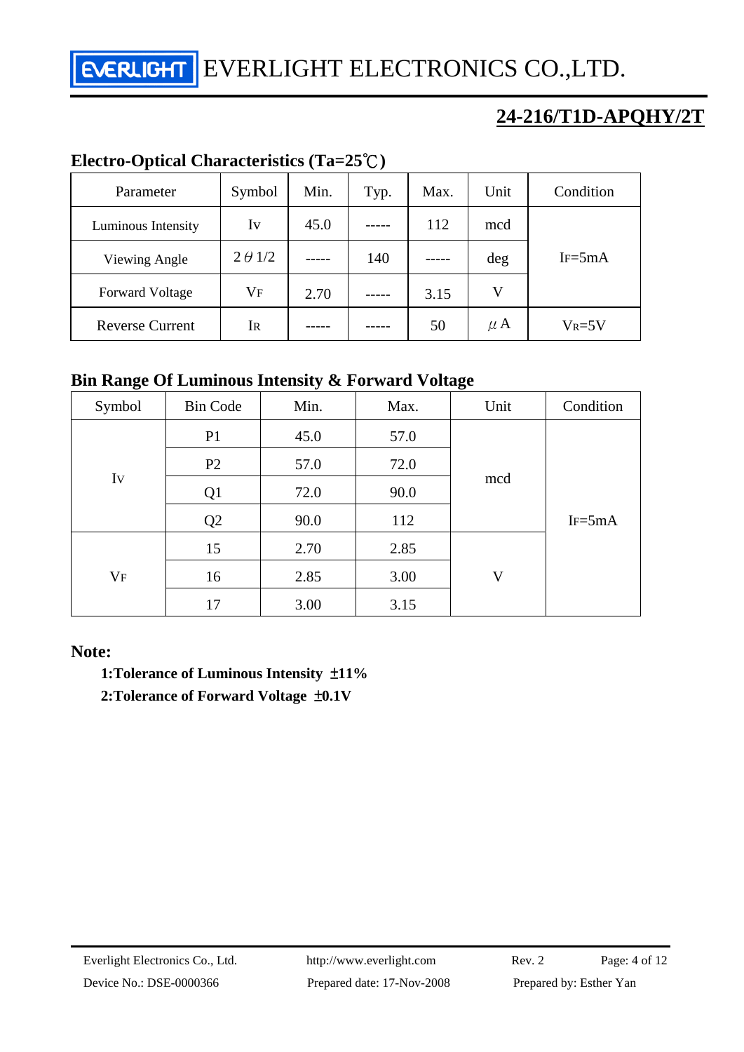## 24-216/T1D-APQHY/2T

### Electro-Optical Characteristics (Ta=25℃)

| Parameter | Symbol | Min. | Typ. | Max. | Unit | Condition |
|---|---|---|---|---|---|---|
| Luminous Intensity | $I_V$ | 45.0 | ----- | 112 | mcd | $I_F$=5mA |
| Viewing Angle | $2\theta 1/2$ | ----- | 140 | ----- | deg | |
| Forward Voltage | $V_F$ | 2.70 | ----- | 3.15 | V | |
| Reverse Current | $I_R$ | ----- | ----- | 50 | μA | $V_R$=5V |

### Bin Range Of Luminous Intensity & Forward Voltage

| Symbol | Bin Code | Min. | Max. | Unit | Condition |
|---|---|---|---|---|---|
| $I_V$ | P1 | 45.0 | 57.0 | mcd | $I_F$=5mA |
| | P2 | 57.0 | 72.0 | | |
| | Q1 | 72.0 | 90.0 | | |
| | Q2 | 90.0 | 112 | | |
| $V_F$ | 15 | 2.70 | 2.85 | V | |
| | 16 | 2.85 | 3.00 | | |
| | 17 | 3.00 | 3.15 | | |

**Note:**

**1:Tolerance of Luminous Intensity ±11%**

**2:Tolerance of Forward Voltage ±0.1V**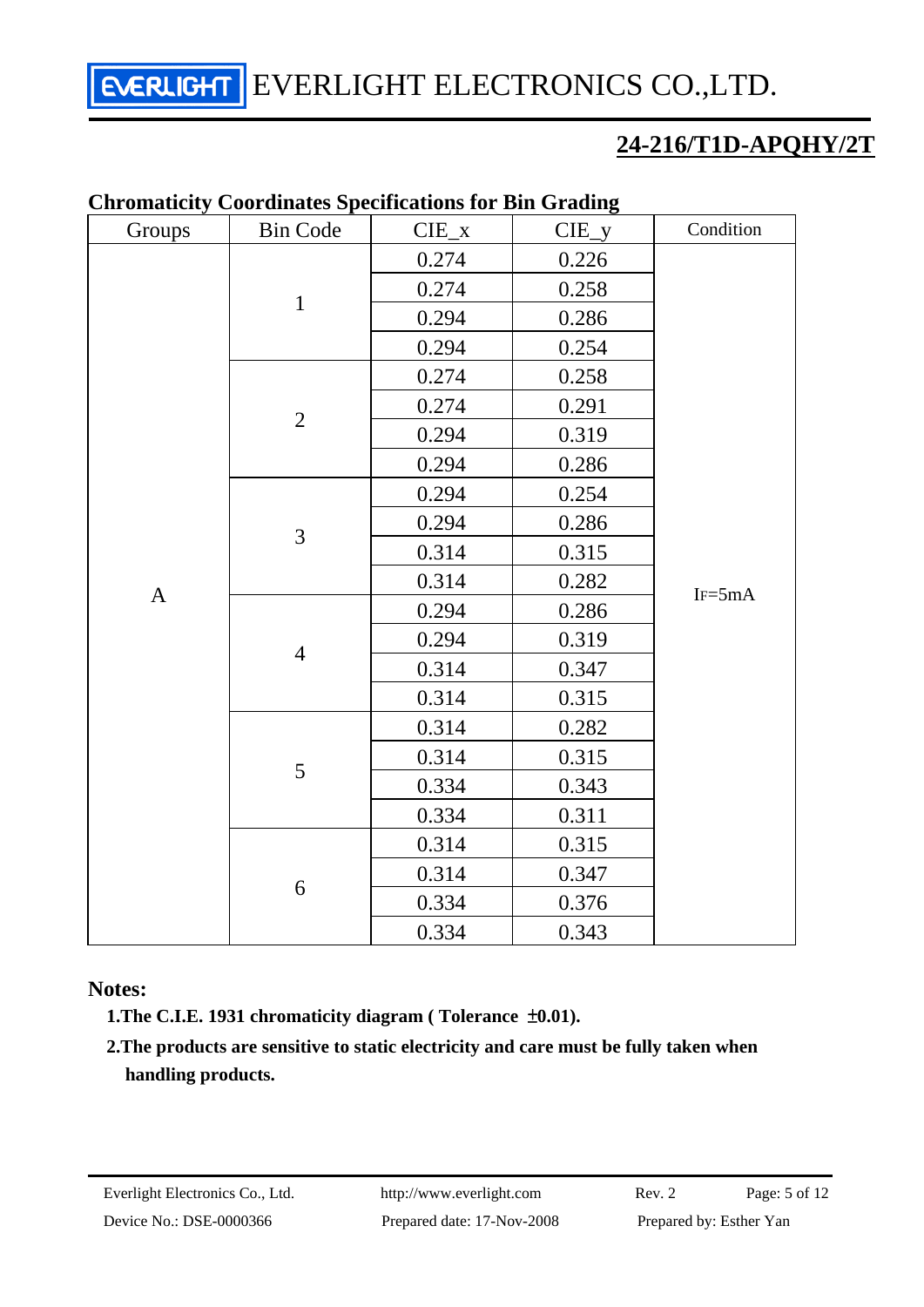EVERLIGHT ELECTRONICS CO.,LTD.

## 24-216/T1D-APQHY/2T

### Chromaticity Coordinates Specifications for Bin Grading

| Groups | Bin Code | CIE_x | CIE_y | Condition |
|---|---|---|---|---|
| A | 1 | 0.274 | 0.226 | $I_F$=5mA |
| | | 0.274 | 0.258 | |
| | | 0.294 | 0.286 | |
| | | 0.294 | 0.254 | |
| | 2 | 0.274 | 0.258 | |
| | | 0.274 | 0.291 | |
| | | 0.294 | 0.319 | |
| | | 0.294 | 0.286 | |
| | 3 | 0.294 | 0.254 | |
| | | 0.294 | 0.286 | |
| | | 0.314 | 0.315 | |
| | | 0.314 | 0.282 | |
| | 4 | 0.294 | 0.286 | |
| | | 0.294 | 0.319 | |
| | | 0.314 | 0.347 | |
| | | 0.314 | 0.315 | |
| | 5 | 0.314 | 0.282 | |
| | | 0.314 | 0.315 | |
| | | 0.334 | 0.343 | |
| | | 0.334 | 0.311 | |
| | 6 | 0.314 | 0.315 | |
| | | 0.314 | 0.347 | |
| | | 0.334 | 0.376 | |
| | | 0.334 | 0.343 | |

**Notes:**

**1.The C.I.E. 1931 chromaticity diagram ( Tolerance ±0.01).**

**2.The products are sensitive to static electricity and care must be fully taken when handling products.**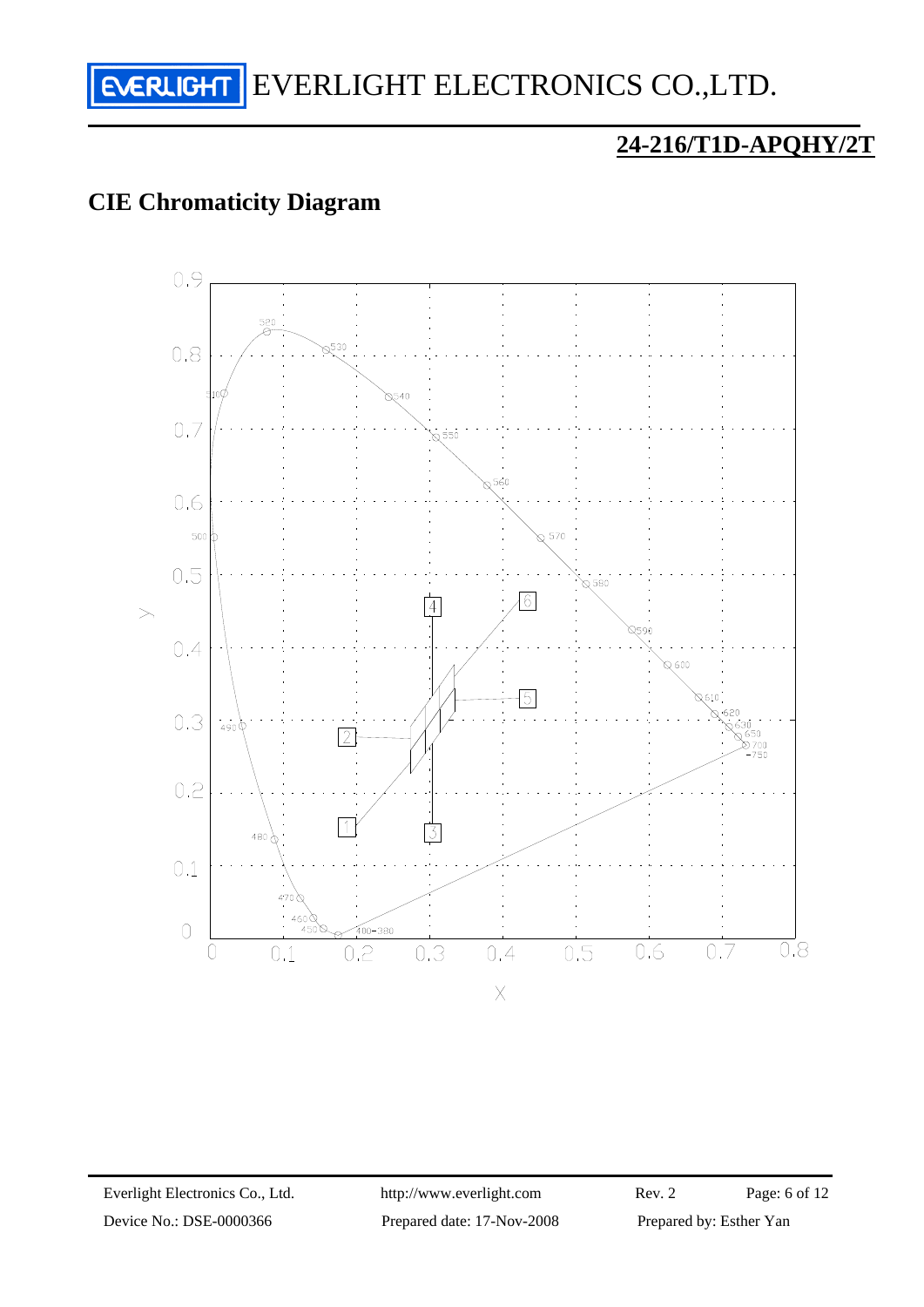## 24-216/T1D-APQHY/2T

## CIE Chromaticity Diagram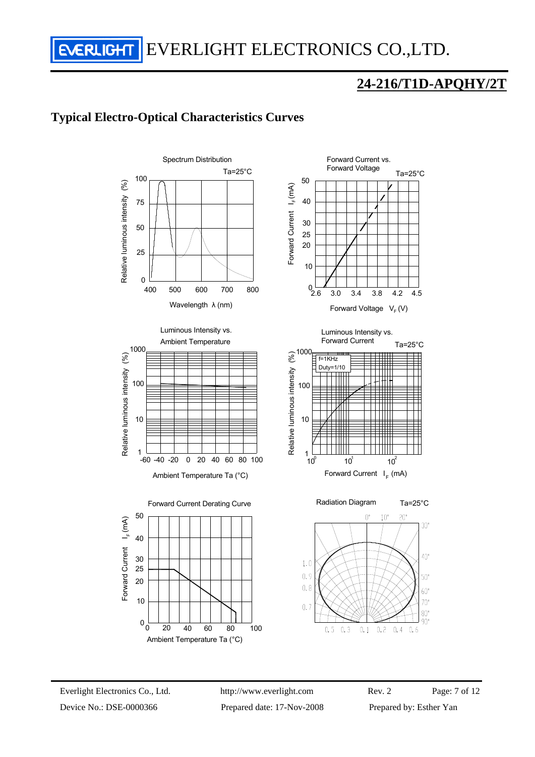# 24-216/T1D-APQHY/2T

## Typical Electro-Optical Characteristics Curves

Spectrum Distribution

Ta=25°C

Relative luminous intensity (%)

Wavelength λ (nm)

Forward Current vs. Forward Voltage

Ta=25°C

Forward Current $I_F$ (mA)

Forward Voltage $V_F$ (V)

Luminous Intensity vs. Ambient Temperature

Relative luminous intensity (%)

Ambient Temperature Ta (°C)

Luminous Intensity vs. Forward Current

Ta=25°C

f=1KHz
Duty=1/10

Relative luminous intensity (%)

Forward Current $I_F$ (mA)

Forward Current Derating Curve

Forward Current $I_F$ (mA)

Ambient Temperature Ta (°C)

Radiation Diagram

Ta=25°C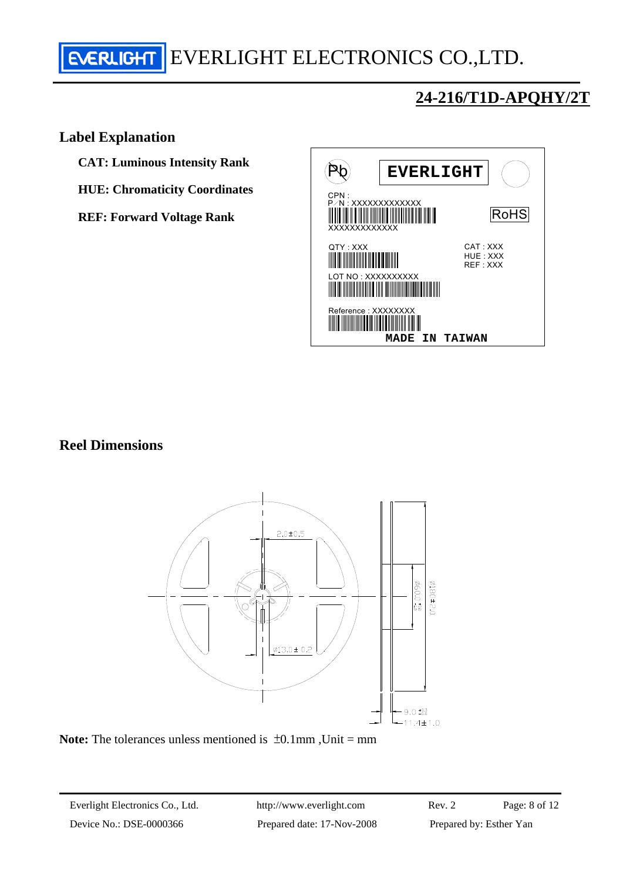# 24-216/T1D-APQHY/2T

## Label Explanation

**CAT: Luminous Intensity Rank**

**HUE: Chromaticity Coordinates**

**REF: Forward Voltage Rank**

## Reel Dimensions

**Note:** The tolerances unless mentioned is ±0.1mm ,Unit = mm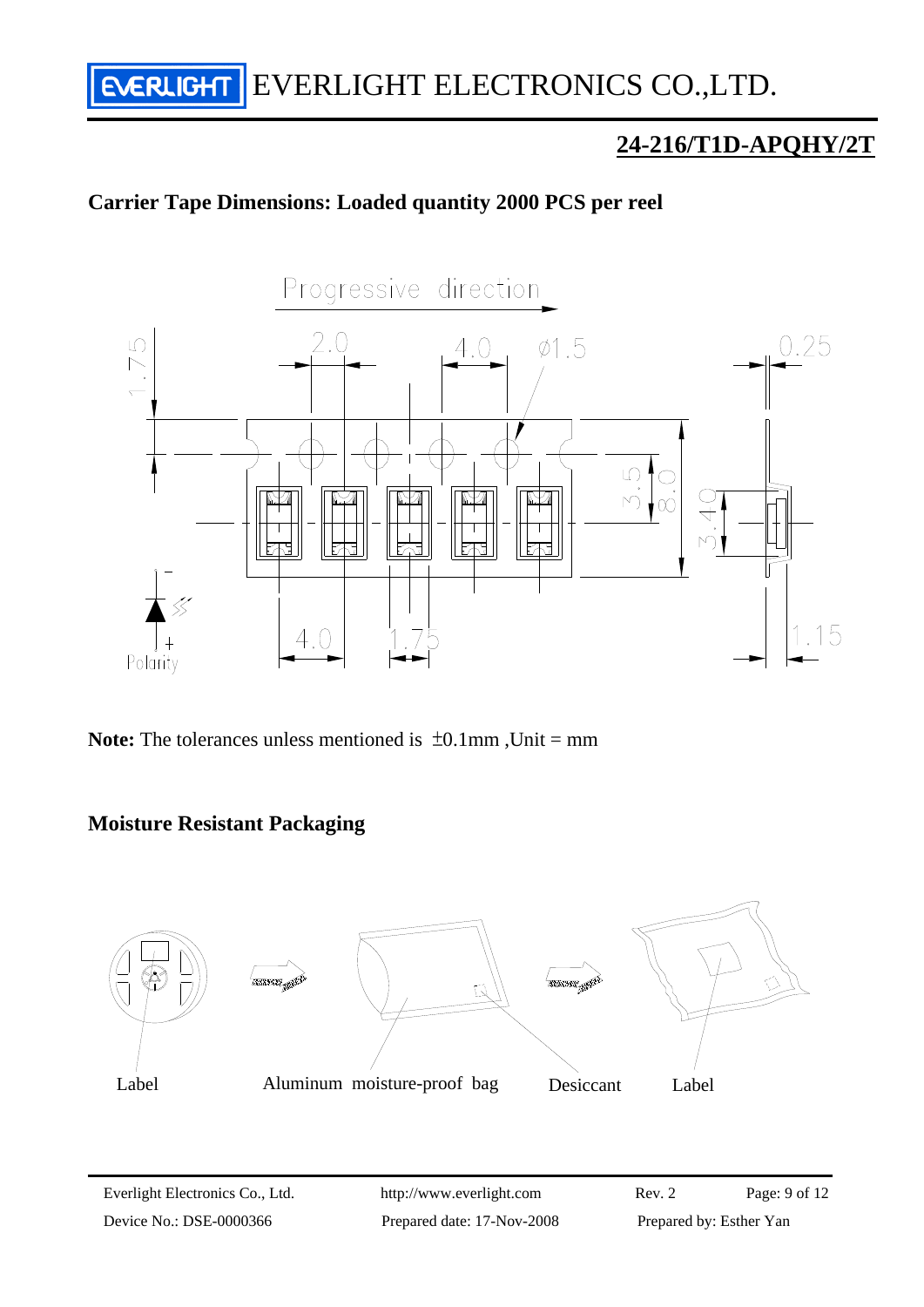# EVERLIGHT ELECTRONICS CO.,LTD.

## 24-216/T1D-APQHY/2T

### Carrier Tape Dimensions: Loaded quantity 2000 PCS per reel

**Note:** The tolerances unless mentioned is ±0.1mm ,Unit = mm

### Moisture Resistant Packaging

Label    Aluminum moisture-proof bag    Desiccant    Label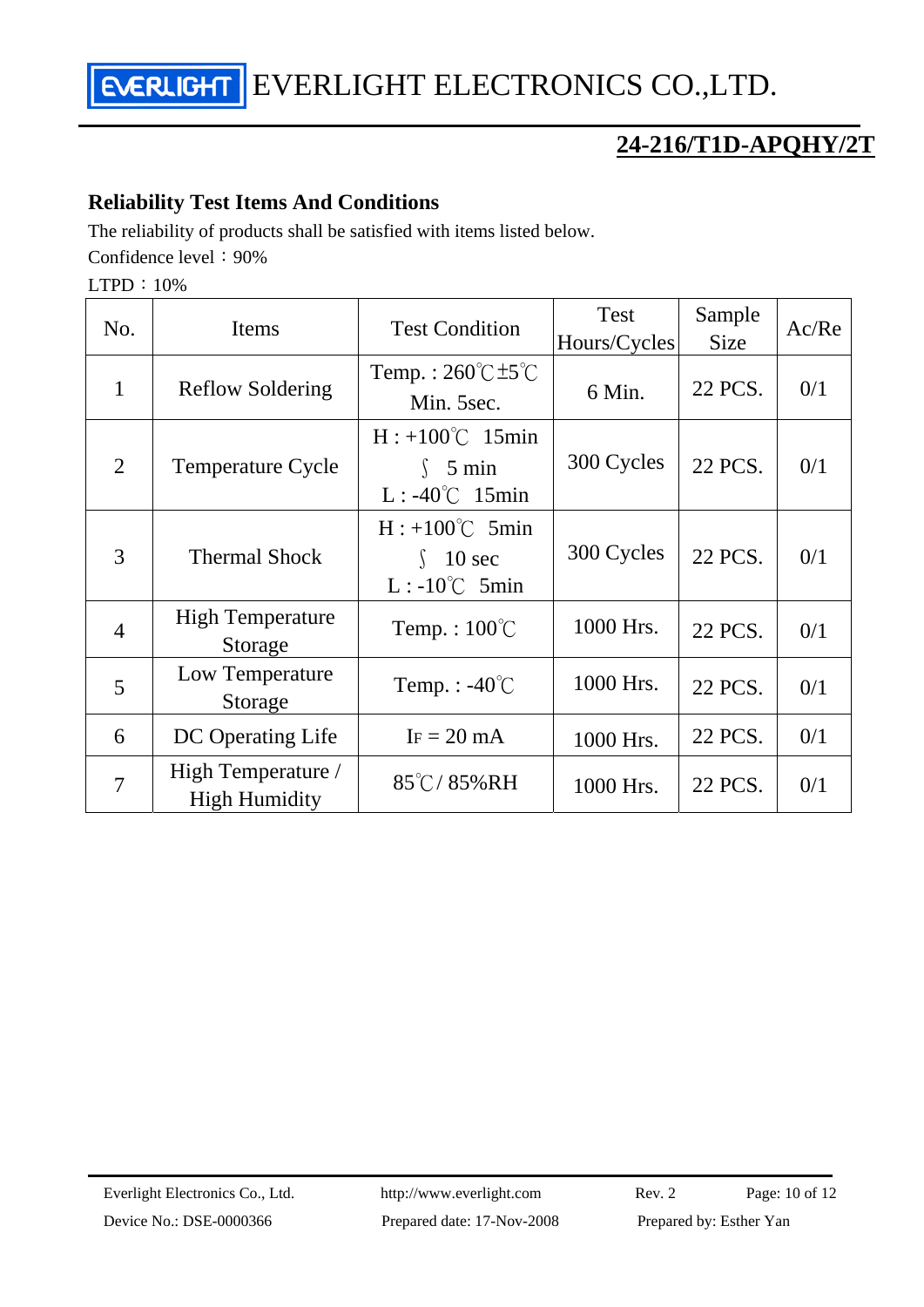## Reliability Test Items And Conditions

The reliability of products shall be satisfied with items listed below.

Confidence level：90%

LTPD：10%

| No. | Items | Test Condition | Test Hours/Cycles | Sample Size | Ac/Re |
|---|---|---|---|---|---|
| 1 | Reflow Soldering | Temp. : 260℃±5℃ Min. 5sec. | 6 Min. | 22 PCS. | 0/1 |
| 2 | Temperature Cycle | H : +100℃ 15min ∫ 5 min L : -40℃ 15min | 300 Cycles | 22 PCS. | 0/1 |
| 3 | Thermal Shock | H : +100℃ 5min ∫ 10 sec L : -10℃ 5min | 300 Cycles | 22 PCS. | 0/1 |
| 4 | High Temperature Storage | Temp. : 100℃ | 1000 Hrs. | 22 PCS. | 0/1 |
| 5 | Low Temperature Storage | Temp. : -40℃ | 1000 Hrs. | 22 PCS. | 0/1 |
| 6 | DC Operating Life | $I_F$ = 20 mA | 1000 Hrs. | 22 PCS. | 0/1 |
| 7 | High Temperature / High Humidity | 85℃/ 85%RH | 1000 Hrs. | 22 PCS. | 0/1 |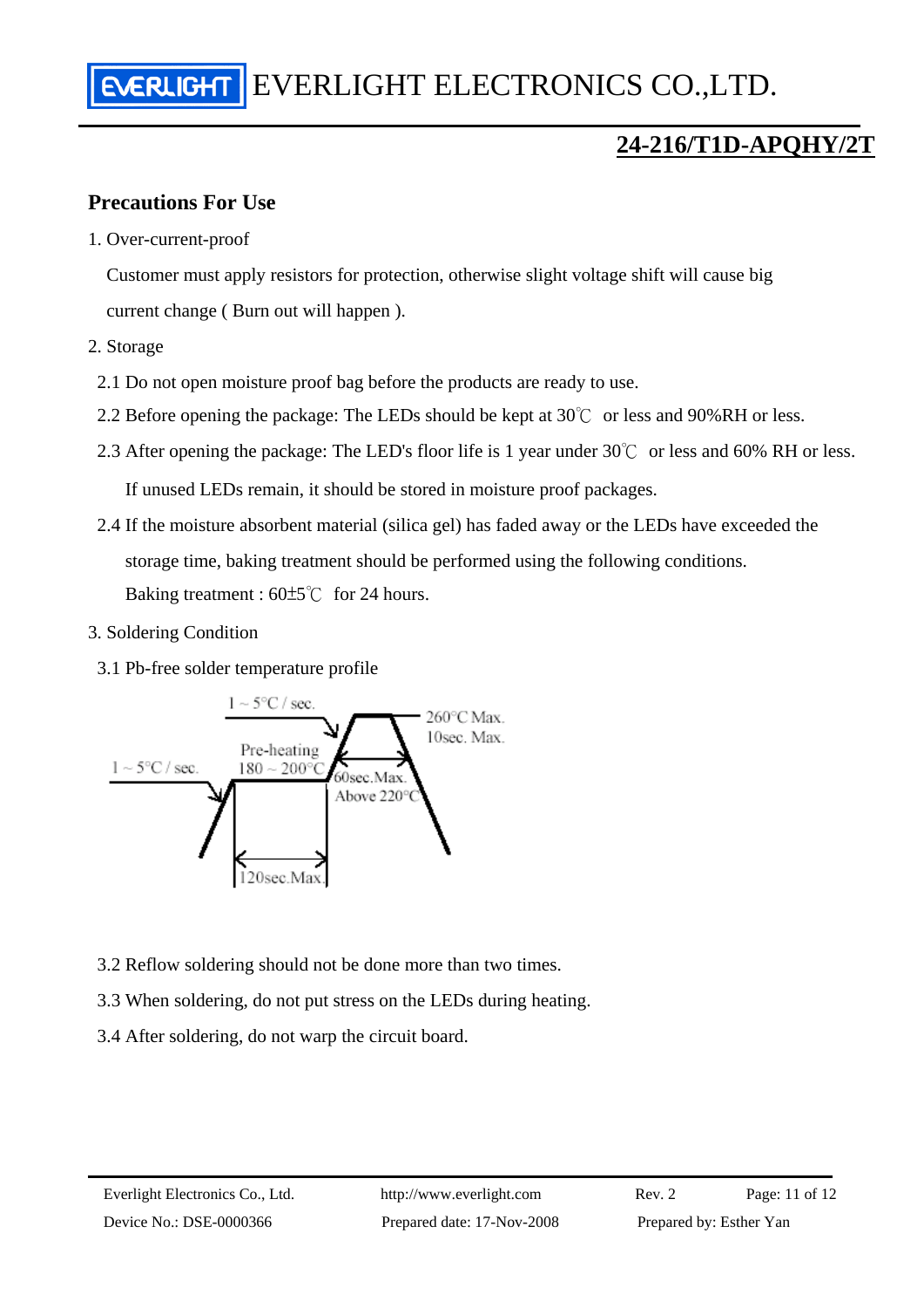## 24-216/T1D-APQHY/2T

### Precautions For Use

1. Over-current-proof

   Customer must apply resistors for protection, otherwise slight voltage shift will cause big current change ( Burn out will happen ).

2. Storage

   2.1 Do not open moisture proof bag before the products are ready to use.

   2.2 Before opening the package: The LEDs should be kept at 30℃ or less and 90%RH or less.

   2.3 After opening the package: The LED's floor life is 1 year under 30℃ or less and 60% RH or less.

   If unused LEDs remain, it should be stored in moisture proof packages.

   2.4 If the moisture absorbent material (silica gel) has faded away or the LEDs have exceeded the storage time, baking treatment should be performed using the following conditions.

   Baking treatment : 60±5℃ for 24 hours.

3. Soldering Condition

   3.1 Pb-free solder temperature profile

   1 ~ 5°C / sec.
   1 ~ 5°C / sec.
   Pre-heating 180 ~ 200°C
   120sec.Max.
   60sec.Max. Above 220°C
   260°C Max. 10sec. Max.

   3.2 Reflow soldering should not be done more than two times.

   3.3 When soldering, do not put stress on the LEDs during heating.

   3.4 After soldering, do not warp the circuit board.

Everlight Electronics Co., Ltd. http://www.everlight.com Rev. 2
Device No.: DSE-0000366 Prepared date: 17-Nov-2008 Prepared by: Esther Yan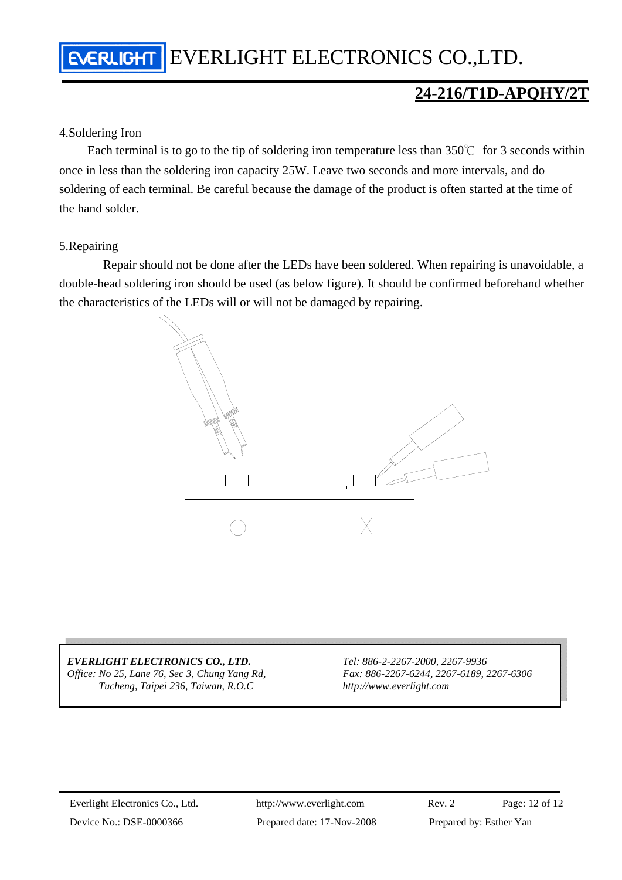## 24-216/T1D-APQHY/2T

4.Soldering Iron

Each terminal is to go to the tip of soldering iron temperature less than 350℃ for 3 seconds within once in less than the soldering iron capacity 25W. Leave two seconds and more intervals, and do soldering of each terminal. Be careful because the damage of the product is often started at the time of the hand solder.

5.Repairing

Repair should not be done after the LEDs have been soldered. When repairing is unavoidable, a double-head soldering iron should be used (as below figure). It should be confirmed beforehand whether the characteristics of the LEDs will or will not be damaged by repairing.

○

×

***EVERLIGHT ELECTRONICS CO., LTD.***
*Office: No 25, Lane 76, Sec 3, Chung Yang Rd,*
*Tucheng, Taipei 236, Taiwan, R.O.C*

*Tel: 886-2-2267-2000, 2267-9936*
*Fax: 886-2267-6244, 2267-6189, 2267-6306*
*http://www.everlight.com*